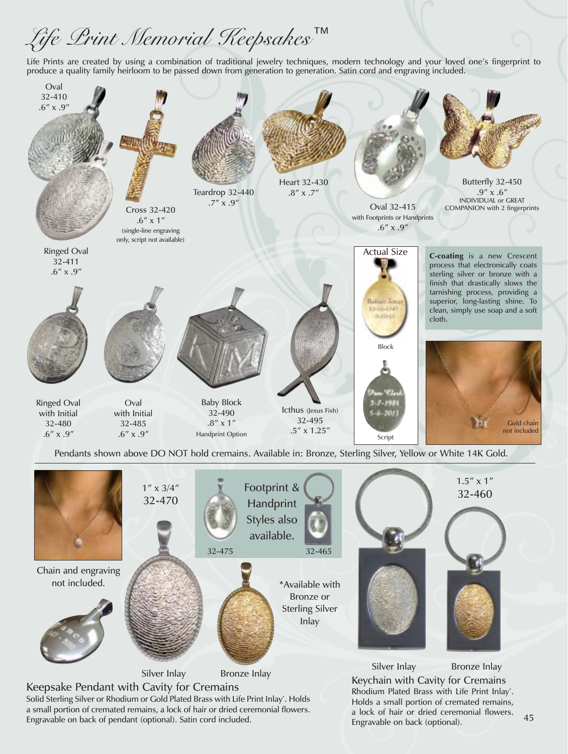# Life Print Memorial Keepsakes™

Life Prints are created by using a combination of traditional jewelry techniques, modern technology and your loved one's fingerprint to produce a quality family heirloom to be passed down from generation to generation. Satin cord and engraving included.

Oval
32-410
.6″ x .9″

Cross 32-420
.6″ x 1″
(single-line engraving only, script not available)

Teardrop 32-440
.7″ x .9″

Heart 32-430
.8″ x .7″

Oval 32-415
with Footprints or Handprints
.6″ x .9″

Butterfly 32-450
.9″ x .6″
INDIVIDUAL or GREAT COMPANION with 2 fingerprints

Ringed Oval
32-411
.6″ x .9″

Actual Size

Block

Script

**C-coating** is a new Crescent process that electronically coats sterling silver or bronze with a finish that drastically slows the tarnishing process, providing a superior, long-lasting shine. To clean, simply use soap and a soft cloth.

Gold chain not included

Ringed Oval with Initial
32-480
.6″ x .9″

Oval with Initial
32-485
.6″ x .9″

Baby Block
32-490
.8″ x 1″
Handprint Option

Icthus (Jesus Fish)
32-495
.5″ x 1.25″

Pendants shown above DO NOT hold cremains. Available in: Bronze, Sterling Silver, Yellow or White 14K Gold.

Chain and engraving not included.

1″ x 3/4″
32-470

Footprint & Handprint Styles also available.

32-475

32-465

*Available with Bronze or Sterling Silver Inlay

Silver Inlay    Bronze Inlay

## Keepsake Pendant with Cavity for Cremains

Solid Sterling Silver or Rhodium or Gold Plated Brass with Life Print Inlay*. Holds a small portion of cremated remains, a lock of hair or dried ceremonial flowers. Engravable on back of pendant (optional). Satin cord included.

1.5″ x 1″
32-460

Silver Inlay    Bronze Inlay

## Keychain with Cavity for Cremains

Rhodium Plated Brass with Life Print Inlay*. Holds a small portion of cremated remains, a lock of hair or dried ceremonial flowers. Engravable on back (optional).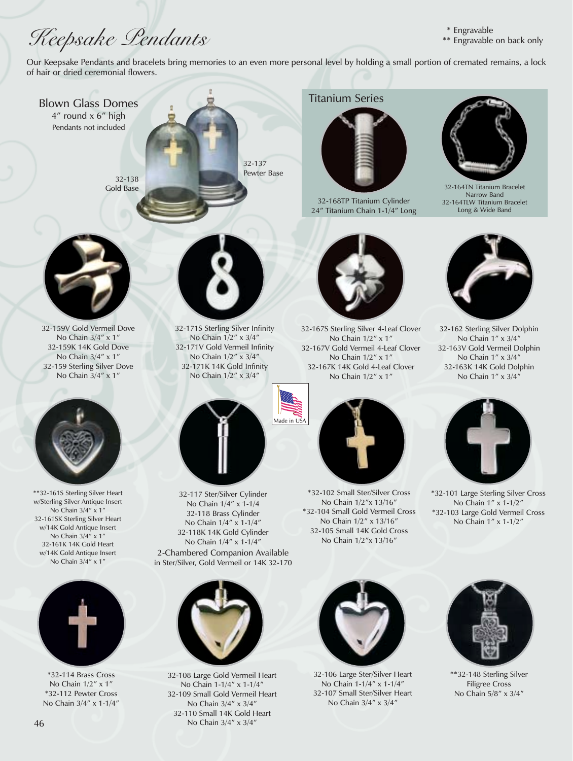# *Keepsake Pendants*

\* Engravable
\*\* Engravable on back only

Our Keepsake Pendants and bracelets bring memories to an even more personal level by holding a small portion of cremated remains, a lock of hair or dried ceremonial flowers.

## Blown Glass Domes

4″ round x 6″ high
Pendants not included

32-138
Gold Base

32-137
Pewter Base

## Titanium Series

32-168TP Titanium Cylinder
24″ Titanium Chain 1-1/4″ Long

32-164TN Titanium Bracelet
Narrow Band
32-164TLW Titanium Bracelet
Long & Wide Band

---

32-159V Gold Vermeil Dove
No Chain 3/4″ x 1″
32-159K 14K Gold Dove
No Chain 3/4″ x 1″
32-159 Sterling Silver Dove
No Chain 3/4″ x 1″

32-171S Sterling Silver Infinity
No Chain 1/2″ x 3/4″
32-171V Gold Vermeil Infinity
No Chain 1/2″ x 3/4″
32-171K 14K Gold Infinity
No Chain 1/2″ x 3/4″

32-167S Sterling Silver 4-Leaf Clover
No Chain 1/2″ x 1″
32-167V Gold Vermeil 4-Leaf Clover
No Chain 1/2″ x 1″
32-167K 14K Gold 4-Leaf Clover
No Chain 1/2″ x 1″

32-162 Sterling Silver Dolphin
No Chain 1″ x 3/4″
32-163V Gold Vermeil Dolphin
No Chain 1″ x 3/4″
32-163K 14K Gold Dolphin
No Chain 1″ x 3/4″

---

**32-161S Sterling Silver Heart w/Sterling Silver Antique Insert
No Chain 3/4″ x 1″
32-161SK Sterling Silver Heart w/14K Gold Antique Insert
No Chain 3/4″ x 1″
32-161K 14K Gold Heart w/14K Gold Antique Insert
No Chain 3/4″ x 1″

Made in USA

32-117 Ster/Silver Cylinder
No Chain 1/4″ x 1-1/4
32-118 Brass Cylinder
No Chain 1/4″ x 1-1/4″
32-118K 14K Gold Cylinder
No Chain 1/4″ x 1-1/4″
2-Chambered Companion Available in Ster/Silver, Gold Vermeil or 14K 32-170

*32-102 Small Ster/Silver Cross
No Chain 1/2″x 13/16″
*32-104 Small Gold Vermeil Cross
No Chain 1/2″ x 13/16″
32-105 Small 14K Gold Cross
No Chain 1/2″x 13/16″

*32-101 Large Sterling Silver Cross
No Chain 1″ x 1-1/2″
*32-103 Large Gold Vermeil Cross
No Chain 1″ x 1-1/2″

---

*32-114 Brass Cross
No Chain 1/2″ x 1″
*32-112 Pewter Cross
No Chain 3/4″ x 1-1/4″

32-108 Large Gold Vermeil Heart
No Chain 1-1/4″ x 1-1/4″
32-109 Small Gold Vermeil Heart
No Chain 3/4″ x 3/4″
32-110 Small 14K Gold Heart
No Chain 3/4″ x 3/4″

32-106 Large Ster/Silver Heart
No Chain 1-1/4″ x 1-1/4″
32-107 Small Ster/Silver Heart
No Chain 3/4″ x 3/4″

**32-148 Sterling Silver Filigree Cross
No Chain 5/8″ x 3/4″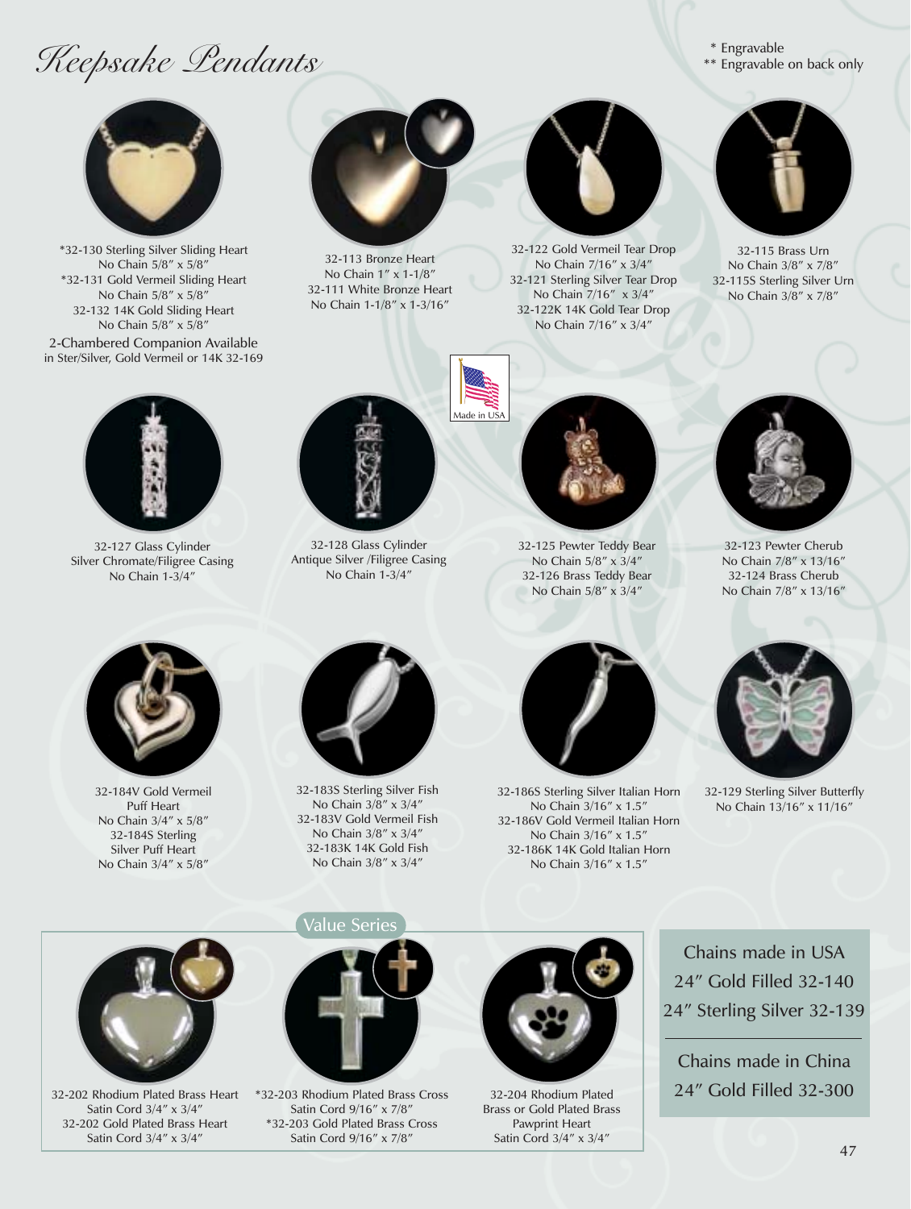# Keepsake Pendants

\* Engravable
\*\* Engravable on back only

*32-130 Sterling Silver Sliding Heart
No Chain 5/8″ x 5/8″
*32-131 Gold Vermeil Sliding Heart
No Chain 5/8″ x 5/8″
32-132 14K Gold Sliding Heart
No Chain 5/8″ x 5/8″
2-Chambered Companion Available
in Ster/Silver, Gold Vermeil or 14K 32-169

32-113 Bronze Heart
No Chain 1″ x 1-1/8″
32-111 White Bronze Heart
No Chain 1-1/8″ x 1-3/16″

32-122 Gold Vermeil Tear Drop
No Chain 7/16″ x 3/4″
32-121 Sterling Silver Tear Drop
No Chain 7/16″ x 3/4″
32-122K 14K Gold Tear Drop
No Chain 7/16″ x 3/4″

32-115 Brass Urn
No Chain 3/8″ x 7/8″
32-115S Sterling Silver Urn
No Chain 3/8″ x 7/8″

Made in USA

32-127 Glass Cylinder
Silver Chromate/Filigree Casing
No Chain 1-3/4″

32-128 Glass Cylinder
Antique Silver /Filigree Casing
No Chain 1-3/4″

32-125 Pewter Teddy Bear
No Chain 5/8″ x 3/4″
32-126 Brass Teddy Bear
No Chain 5/8″ x 3/4″

32-123 Pewter Cherub
No Chain 7/8″ x 13/16″
32-124 Brass Cherub
No Chain 7/8″ x 13/16″

32-184V Gold Vermeil
Puff Heart
No Chain 3/4″ x 5/8″
32-184S Sterling
Silver Puff Heart
No Chain 3/4″ x 5/8″

32-183S Sterling Silver Fish
No Chain 3/8″ x 3/4″
32-183V Gold Vermeil Fish
No Chain 3/8″ x 3/4″
32-183K 14K Gold Fish
No Chain 3/8″ x 3/4″

32-186S Sterling Silver Italian Horn
No Chain 3/16″ x 1.5″
32-186V Gold Vermeil Italian Horn
No Chain 3/16″ x 1.5″
32-186K 14K Gold Italian Horn
No Chain 3/16″ x 1.5″

32-129 Sterling Silver Butterfly
No Chain 13/16″ x 11/16″

## Value Series

32-202 Rhodium Plated Brass Heart
Satin Cord 3/4″ x 3/4″
32-202 Gold Plated Brass Heart
Satin Cord 3/4″ x 3/4″

*32-203 Rhodium Plated Brass Cross
Satin Cord 9/16″ x 7/8″
*32-203 Gold Plated Brass Cross
Satin Cord 9/16″ x 7/8″

32-204 Rhodium Plated
Brass or Gold Plated Brass
Pawprint Heart
Satin Cord 3/4″ x 3/4″

Chains made in USA
24″ Gold Filled 32-140
24″ Sterling Silver 32-139

Chains made in China
24″ Gold Filled 32-300